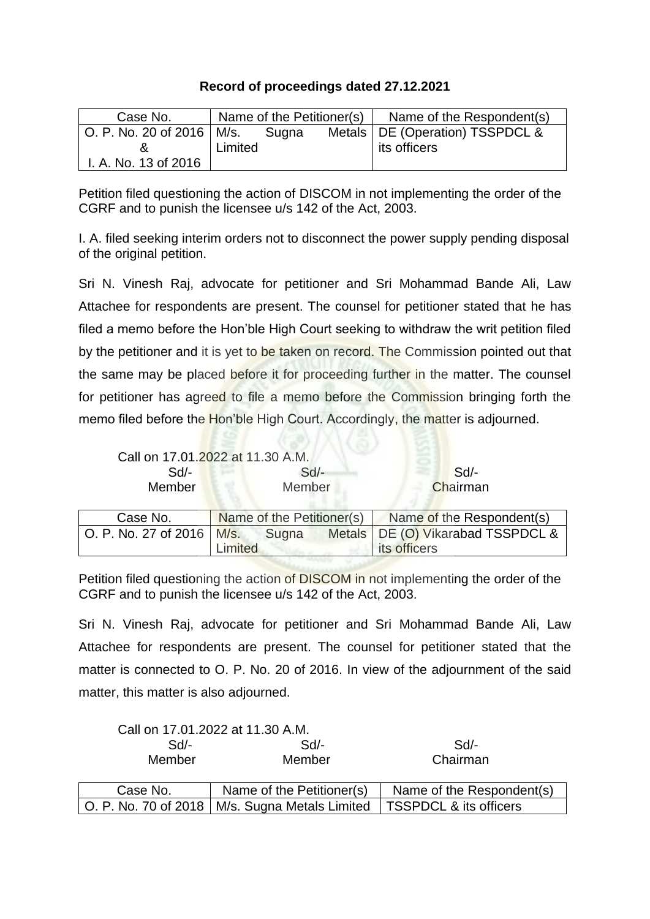**Record of proceedings dated 27.12.2021**

| Case No. | Name of the Petitioner(s) | Name of the Respondent(s) |
|---|---|---|
| O. P. No. 20 of 2016 & I. A. No. 13 of 2016 | M/s. Sugna Metals Limited | DE (Operation) TSSPDCL & its officers |

Petition filed questioning the action of DISCOM in not implementing the order of the CGRF and to punish the licensee u/s 142 of the Act, 2003.

I. A. filed seeking interim orders not to disconnect the power supply pending disposal of the original petition.

Sri N. Vinesh Raj, advocate for petitioner and Sri Mohammad Bande Ali, Law Attachee for respondents are present. The counsel for petitioner stated that he has filed a memo before the Hon'ble High Court seeking to withdraw the writ petition filed by the petitioner and it is yet to be taken on record. The Commission pointed out that the same may be placed before it for proceeding further in the matter. The counsel for petitioner has agreed to file a memo before the Commission bringing forth the memo filed before the Hon'ble High Court. Accordingly, the matter is adjourned.

Call on 17.01.2022 at 11.30 A.M.

| Sd/- | Sd/- | Sd/- |
|---|---|---|
| Member | Member | Chairman |

| Case No. | Name of the Petitioner(s) | Name of the Respondent(s) |
|---|---|---|
| O. P. No. 27 of 2016 | M/s. Sugna Metals Limited | DE (O) Vikarabad TSSPDCL & its officers |

Petition filed questioning the action of DISCOM in not implementing the order of the CGRF and to punish the licensee u/s 142 of the Act, 2003.

Sri N. Vinesh Raj, advocate for petitioner and Sri Mohammad Bande Ali, Law Attachee for respondents are present. The counsel for petitioner stated that the matter is connected to O. P. No. 20 of 2016. In view of the adjournment of the said matter, this matter is also adjourned.

Call on 17.01.2022 at 11.30 A.M.

| Sd/- | Sd/- | Sd/- |
|---|---|---|
| Member | Member | Chairman |

| Case No. | Name of the Petitioner(s) | Name of the Respondent(s) |
|---|---|---|
| O. P. No. 70 of 2018 | M/s. Sugna Metals Limited | TSSPDCL & its officers |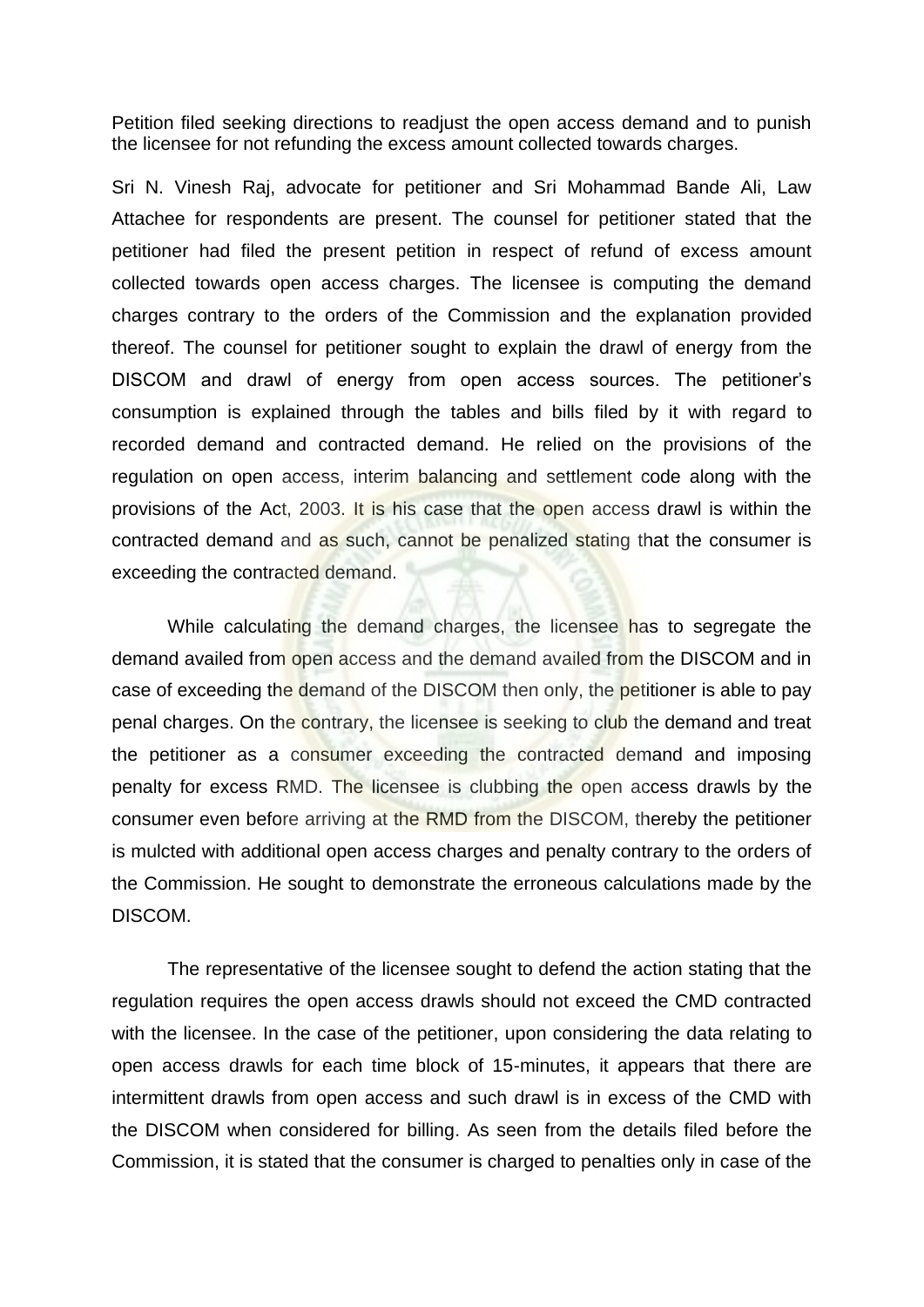Petition filed seeking directions to readjust the open access demand and to punish the licensee for not refunding the excess amount collected towards charges.

Sri N. Vinesh Raj, advocate for petitioner and Sri Mohammad Bande Ali, Law Attachee for respondents are present. The counsel for petitioner stated that the petitioner had filed the present petition in respect of refund of excess amount collected towards open access charges. The licensee is computing the demand charges contrary to the orders of the Commission and the explanation provided thereof. The counsel for petitioner sought to explain the drawl of energy from the DISCOM and drawl of energy from open access sources. The petitioner's consumption is explained through the tables and bills filed by it with regard to recorded demand and contracted demand. He relied on the provisions of the regulation on open access, interim balancing and settlement code along with the provisions of the Act, 2003. It is his case that the open access drawl is within the contracted demand and as such, cannot be penalized stating that the consumer is exceeding the contracted demand.

While calculating the demand charges, the licensee has to segregate the demand availed from open access and the demand availed from the DISCOM and in case of exceeding the demand of the DISCOM then only, the petitioner is able to pay penal charges. On the contrary, the licensee is seeking to club the demand and treat the petitioner as a consumer exceeding the contracted demand and imposing penalty for excess RMD. The licensee is clubbing the open access drawls by the consumer even before arriving at the RMD from the DISCOM, thereby the petitioner is mulcted with additional open access charges and penalty contrary to the orders of the Commission. He sought to demonstrate the erroneous calculations made by the DISCOM.

The representative of the licensee sought to defend the action stating that the regulation requires the open access drawls should not exceed the CMD contracted with the licensee. In the case of the petitioner, upon considering the data relating to open access drawls for each time block of 15-minutes, it appears that there are intermittent drawls from open access and such drawl is in excess of the CMD with the DISCOM when considered for billing. As seen from the details filed before the Commission, it is stated that the consumer is charged to penalties only in case of the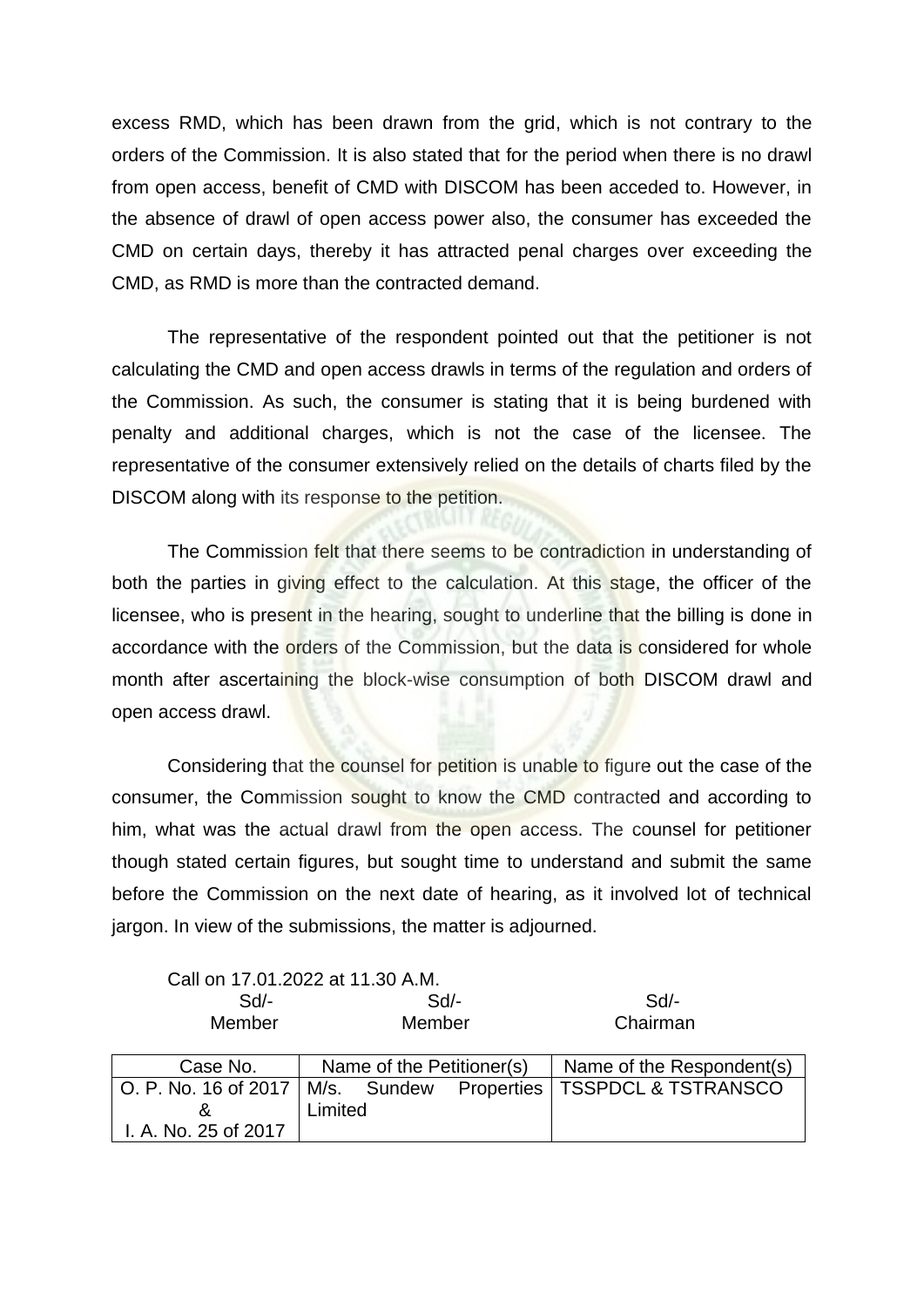excess RMD, which has been drawn from the grid, which is not contrary to the orders of the Commission. It is also stated that for the period when there is no drawl from open access, benefit of CMD with DISCOM has been acceded to. However, in the absence of drawl of open access power also, the consumer has exceeded the CMD on certain days, thereby it has attracted penal charges over exceeding the CMD, as RMD is more than the contracted demand.

The representative of the respondent pointed out that the petitioner is not calculating the CMD and open access drawls in terms of the regulation and orders of the Commission. As such, the consumer is stating that it is being burdened with penalty and additional charges, which is not the case of the licensee. The representative of the consumer extensively relied on the details of charts filed by the DISCOM along with its response to the petition.

The Commission felt that there seems to be contradiction in understanding of both the parties in giving effect to the calculation. At this stage, the officer of the licensee, who is present in the hearing, sought to underline that the billing is done in accordance with the orders of the Commission, but the data is considered for whole month after ascertaining the block-wise consumption of both DISCOM drawl and open access drawl.

Considering that the counsel for petition is unable to figure out the case of the consumer, the Commission sought to know the CMD contracted and according to him, what was the actual drawl from the open access. The counsel for petitioner though stated certain figures, but sought time to understand and submit the same before the Commission on the next date of hearing, as it involved lot of technical jargon. In view of the submissions, the matter is adjourned.

Call on 17.01.2022 at 11.30 A.M.

| Sd/- | Sd/- | Sd/- |
|---|---|---|
| Member | Member | Chairman |

| Case No. | Name of the Petitioner(s) | Name of the Respondent(s) |
|---|---|---|
| O. P. No. 16 of 2017 & I. A. No. 25 of 2017 | M/s. Sundew Properties Limited | TSSPDCL & TSTRANSCO |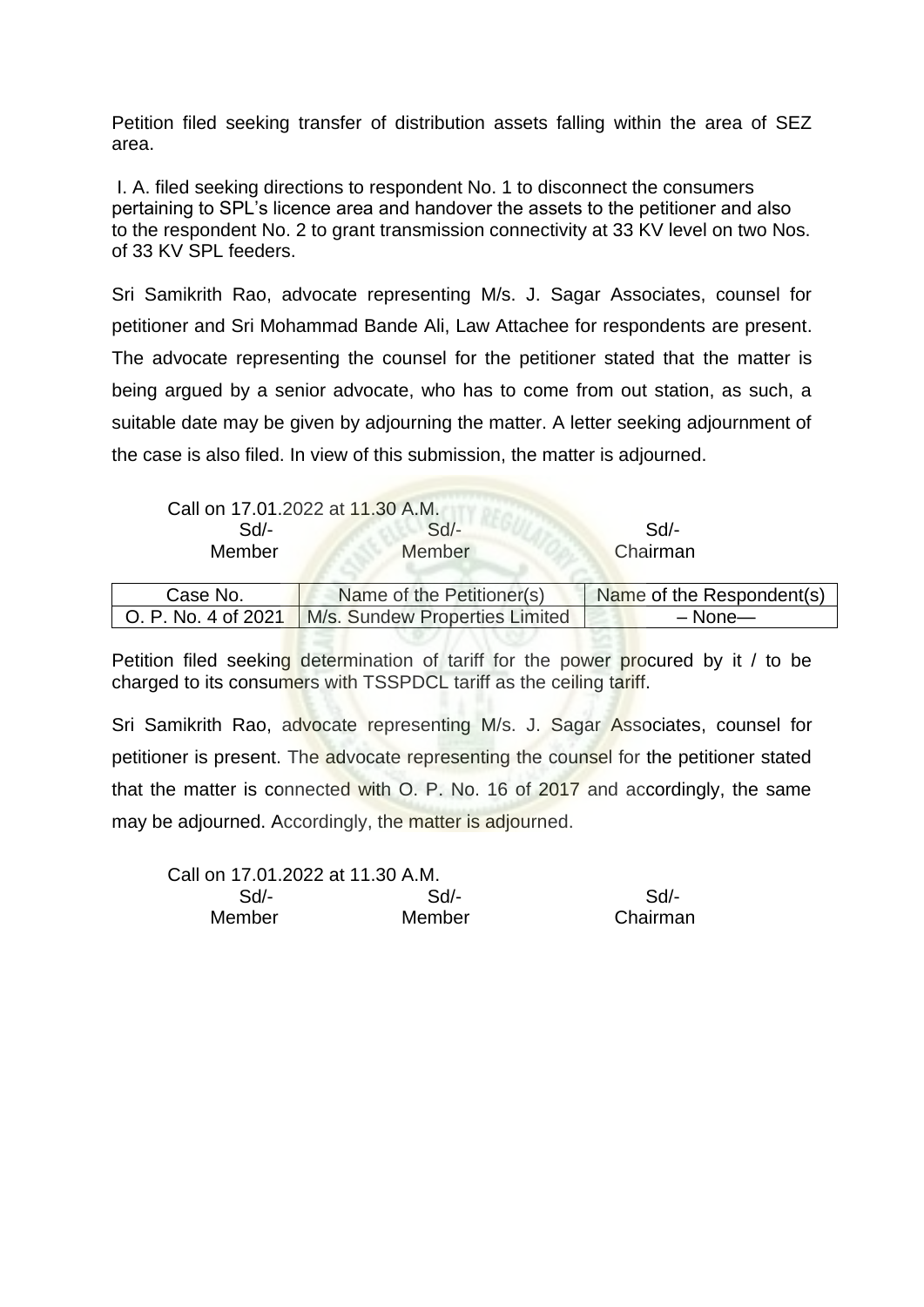Petition filed seeking transfer of distribution assets falling within the area of SEZ area.

I. A. filed seeking directions to respondent No. 1 to disconnect the consumers pertaining to SPL's licence area and handover the assets to the petitioner and also to the respondent No. 2 to grant transmission connectivity at 33 KV level on two Nos. of 33 KV SPL feeders.

Sri Samikrith Rao, advocate representing M/s. J. Sagar Associates, counsel for petitioner and Sri Mohammad Bande Ali, Law Attachee for respondents are present. The advocate representing the counsel for the petitioner stated that the matter is being argued by a senior advocate, who has to come from out station, as such, a suitable date may be given by adjourning the matter. A letter seeking adjournment of the case is also filed. In view of this submission, the matter is adjourned.

Call on 17.01.2022 at 11.30 A.M.

| Sd/- | Sd/- | Sd/- |
|---|---|---|
| Member | Member | Chairman |

| Case No. | Name of the Petitioner(s) | Name of the Respondent(s) |
|---|---|---|
| O. P. No. 4 of 2021 | M/s. Sundew Properties Limited | – None— |

Petition filed seeking determination of tariff for the power procured by it / to be charged to its consumers with TSSPDCL tariff as the ceiling tariff.

Sri Samikrith Rao, advocate representing M/s. J. Sagar Associates, counsel for petitioner is present. The advocate representing the counsel for the petitioner stated that the matter is connected with O. P. No. 16 of 2017 and accordingly, the same may be adjourned. Accordingly, the matter is adjourned.

Call on 17.01.2022 at 11.30 A.M.

| Sd/- | Sd/- | Sd/- |
|---|---|---|
| Member | Member | Chairman |